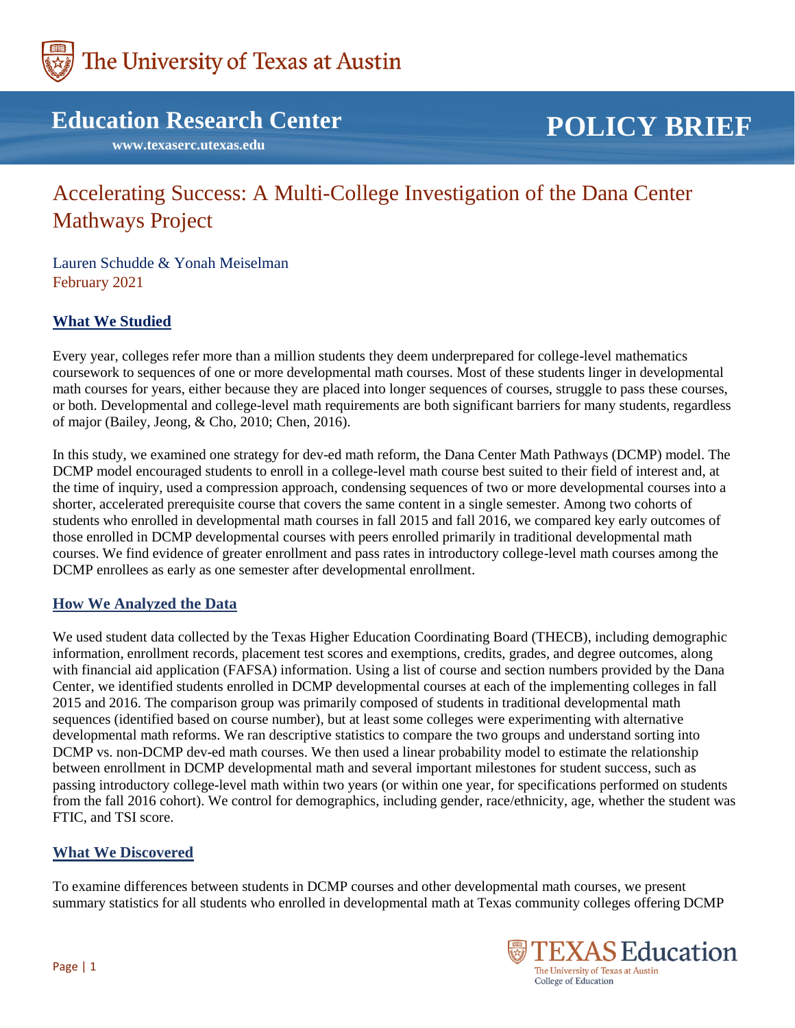The University of Texas at Austin

**Education Research Center**

**www.texaserc.utexas.edu**

**POLICY BRIEF**

# Accelerating Success: A Multi-College Investigation of the Dana Center Mathways Project

Lauren Schudde & Yonah Meiselman
February 2021

## What We Studied

Every year, colleges refer more than a million students they deem underprepared for college-level mathematics coursework to sequences of one or more developmental math courses. Most of these students linger in developmental math courses for years, either because they are placed into longer sequences of courses, struggle to pass these courses, or both. Developmental and college-level math requirements are both significant barriers for many students, regardless of major (Bailey, Jeong, & Cho, 2010; Chen, 2016).

In this study, we examined one strategy for dev-ed math reform, the Dana Center Math Pathways (DCMP) model. The DCMP model encouraged students to enroll in a college-level math course best suited to their field of interest and, at the time of inquiry, used a compression approach, condensing sequences of two or more developmental courses into a shorter, accelerated prerequisite course that covers the same content in a single semester. Among two cohorts of students who enrolled in developmental math courses in fall 2015 and fall 2016, we compared key early outcomes of those enrolled in DCMP developmental courses with peers enrolled primarily in traditional developmental math courses. We find evidence of greater enrollment and pass rates in introductory college-level math courses among the DCMP enrollees as early as one semester after developmental enrollment.

## How We Analyzed the Data

We used student data collected by the Texas Higher Education Coordinating Board (THECB), including demographic information, enrollment records, placement test scores and exemptions, credits, grades, and degree outcomes, along with financial aid application (FAFSA) information. Using a list of course and section numbers provided by the Dana Center, we identified students enrolled in DCMP developmental courses at each of the implementing colleges in fall 2015 and 2016. The comparison group was primarily composed of students in traditional developmental math sequences (identified based on course number), but at least some colleges were experimenting with alternative developmental math reforms. We ran descriptive statistics to compare the two groups and understand sorting into DCMP vs. non-DCMP dev-ed math courses. We then used a linear probability model to estimate the relationship between enrollment in DCMP developmental math and several important milestones for student success, such as passing introductory college-level math within two years (or within one year, for specifications performed on students from the fall 2016 cohort). We control for demographics, including gender, race/ethnicity, age, whether the student was FTIC, and TSI score.

## What We Discovered

To examine differences between students in DCMP courses and other developmental math courses, we present summary statistics for all students who enrolled in developmental math at Texas community colleges offering DCMP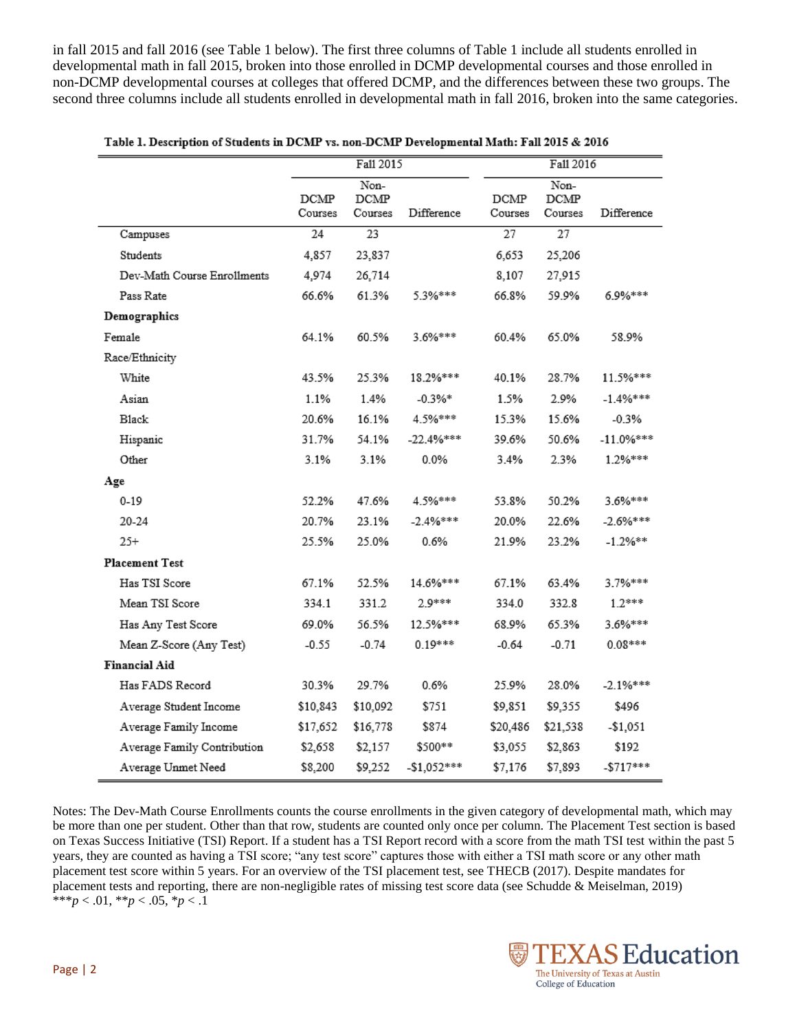in fall 2015 and fall 2016 (see Table 1 below). The first three columns of Table 1 include all students enrolled in developmental math in fall 2015, broken into those enrolled in DCMP developmental courses and those enrolled in non-DCMP developmental courses at colleges that offered DCMP, and the differences between these two groups. The second three columns include all students enrolled in developmental math in fall 2016, broken into the same categories.

**Table 1. Description of Students in DCMP vs. non-DCMP Developmental Math: Fall 2015 & 2016**

| | Fall 2015 | | | Fall 2016 | | |
|---|---|---|---|---|---|---|
| | DCMP Courses | Non-DCMP Courses | Difference | DCMP Courses | Non-DCMP Courses | Difference |
| Campuses | 24 | 23 | | 27 | 27 | |
| Students | 4,857 | 23,837 | | 6,653 | 25,206 | |
| Dev-Math Course Enrollments | 4,974 | 26,714 | | 8,107 | 27,915 | |
| Pass Rate | 66.6% | 61.3% | 5.3%*** | 66.8% | 59.9% | 6.9%*** |
| **Demographics** | | | | | | |
| Female | 64.1% | 60.5% | 3.6%*** | 60.4% | 65.0% | 58.9% |
| Race/Ethnicity | | | | | | |
| White | 43.5% | 25.3% | 18.2%*** | 40.1% | 28.7% | 11.5%*** |
| Asian | 1.1% | 1.4% | -0.3%* | 1.5% | 2.9% | -1.4%*** |
| Black | 20.6% | 16.1% | 4.5%*** | 15.3% | 15.6% | -0.3% |
| Hispanic | 31.7% | 54.1% | -22.4%*** | 39.6% | 50.6% | -11.0%*** |
| Other | 3.1% | 3.1% | 0.0% | 3.4% | 2.3% | 1.2%*** |
| **Age** | | | | | | |
| 0-19 | 52.2% | 47.6% | 4.5%*** | 53.8% | 50.2% | 3.6%*** |
| 20-24 | 20.7% | 23.1% | -2.4%*** | 20.0% | 22.6% | -2.6%*** |
| 25+ | 25.5% | 25.0% | 0.6% | 21.9% | 23.2% | -1.2%** |
| **Placement Test** | | | | | | |
| Has TSI Score | 67.1% | 52.5% | 14.6%*** | 67.1% | 63.4% | 3.7%*** |
| Mean TSI Score | 334.1 | 331.2 | 2.9*** | 334.0 | 332.8 | 1.2*** |
| Has Any Test Score | 69.0% | 56.5% | 12.5%*** | 68.9% | 65.3% | 3.6%*** |
| Mean Z-Score (Any Test) | -0.55 | -0.74 | 0.19*** | -0.64 | -0.71 | 0.08*** |
| **Financial Aid** | | | | | | |
| Has FADS Record | 30.3% | 29.7% | 0.6% | 25.9% | 28.0% | -2.1%*** |
| Average Student Income | $10,843 | $10,092 | $751 | $9,851 | $9,355 | $496 |
| Average Family Income | $17,652 | $16,778 | $874 | $20,486 | $21,538 | -$1,051 |
| Average Family Contribution | $2,658 | $2,157 | $500** | $3,055 | $2,863 | $192 |
| Average Unmet Need | $8,200 | $9,252 | -$1,052*** | $7,176 | $7,893 | -$717*** |

Notes: The Dev-Math Course Enrollments counts the course enrollments in the given category of developmental math, which may be more than one per student. Other than that row, students are counted only once per column. The Placement Test section is based on Texas Success Initiative (TSI) Report. If a student has a TSI Report record with a score from the math TSI test within the past 5 years, they are counted as having a TSI score; "any test score" captures those with either a TSI math score or any other math placement test score within 5 years. For an overview of the TSI placement test, see THECB (2017). Despite mandates for placement tests and reporting, there are non-negligible rates of missing test score data (see Schudde & Meiselman, 2019)
***$p < .01$, **$p < .05$, *$p < .1$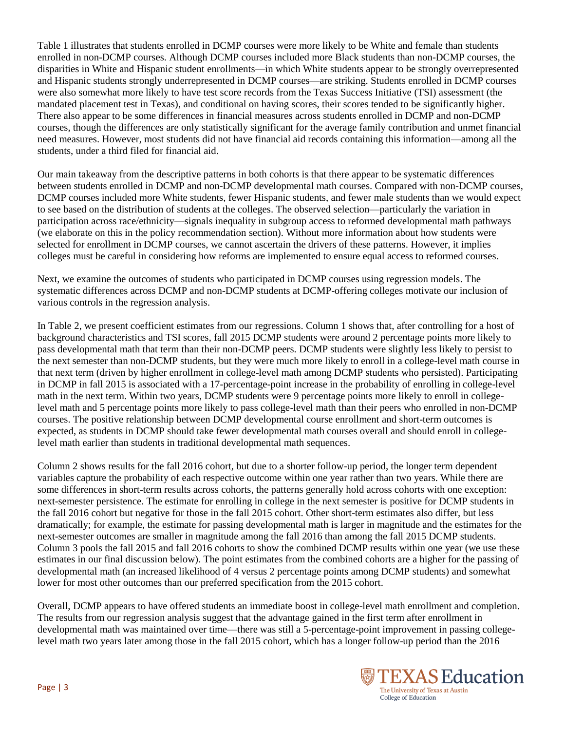Table 1 illustrates that students enrolled in DCMP courses were more likely to be White and female than students enrolled in non-DCMP courses. Although DCMP courses included more Black students than non-DCMP courses, the disparities in White and Hispanic student enrollments—in which White students appear to be strongly overrepresented and Hispanic students strongly underrepresented in DCMP courses—are striking. Students enrolled in DCMP courses were also somewhat more likely to have test score records from the Texas Success Initiative (TSI) assessment (the mandated placement test in Texas), and conditional on having scores, their scores tended to be significantly higher. There also appear to be some differences in financial measures across students enrolled in DCMP and non-DCMP courses, though the differences are only statistically significant for the average family contribution and unmet financial need measures. However, most students did not have financial aid records containing this information—among all the students, under a third filed for financial aid.

Our main takeaway from the descriptive patterns in both cohorts is that there appear to be systematic differences between students enrolled in DCMP and non-DCMP developmental math courses. Compared with non-DCMP courses, DCMP courses included more White students, fewer Hispanic students, and fewer male students than we would expect to see based on the distribution of students at the colleges. The observed selection—particularly the variation in participation across race/ethnicity—signals inequality in subgroup access to reformed developmental math pathways (we elaborate on this in the policy recommendation section). Without more information about how students were selected for enrollment in DCMP courses, we cannot ascertain the drivers of these patterns. However, it implies colleges must be careful in considering how reforms are implemented to ensure equal access to reformed courses.

Next, we examine the outcomes of students who participated in DCMP courses using regression models. The systematic differences across DCMP and non-DCMP students at DCMP-offering colleges motivate our inclusion of various controls in the regression analysis.

In Table 2, we present coefficient estimates from our regressions. Column 1 shows that, after controlling for a host of background characteristics and TSI scores, fall 2015 DCMP students were around 2 percentage points more likely to pass developmental math that term than their non-DCMP peers. DCMP students were slightly less likely to persist to the next semester than non-DCMP students, but they were much more likely to enroll in a college-level math course in that next term (driven by higher enrollment in college-level math among DCMP students who persisted). Participating in DCMP in fall 2015 is associated with a 17-percentage-point increase in the probability of enrolling in college-level math in the next term. Within two years, DCMP students were 9 percentage points more likely to enroll in college-level math and 5 percentage points more likely to pass college-level math than their peers who enrolled in non-DCMP courses. The positive relationship between DCMP developmental course enrollment and short-term outcomes is expected, as students in DCMP should take fewer developmental math courses overall and should enroll in college-level math earlier than students in traditional developmental math sequences.

Column 2 shows results for the fall 2016 cohort, but due to a shorter follow-up period, the longer term dependent variables capture the probability of each respective outcome within one year rather than two years. While there are some differences in short-term results across cohorts, the patterns generally hold across cohorts with one exception: next-semester persistence. The estimate for enrolling in college in the next semester is positive for DCMP students in the fall 2016 cohort but negative for those in the fall 2015 cohort. Other short-term estimates also differ, but less dramatically; for example, the estimate for passing developmental math is larger in magnitude and the estimates for the next-semester outcomes are smaller in magnitude among the fall 2016 than among the fall 2015 DCMP students. Column 3 pools the fall 2015 and fall 2016 cohorts to show the combined DCMP results within one year (we use these estimates in our final discussion below). The point estimates from the combined cohorts are a higher for the passing of developmental math (an increased likelihood of 4 versus 2 percentage points among DCMP students) and somewhat lower for most other outcomes than our preferred specification from the 2015 cohort.

Overall, DCMP appears to have offered students an immediate boost in college-level math enrollment and completion. The results from our regression analysis suggest that the advantage gained in the first term after enrollment in developmental math was maintained over time—there was still a 5-percentage-point improvement in passing college-level math two years later among those in the fall 2015 cohort, which has a longer follow-up period than the 2016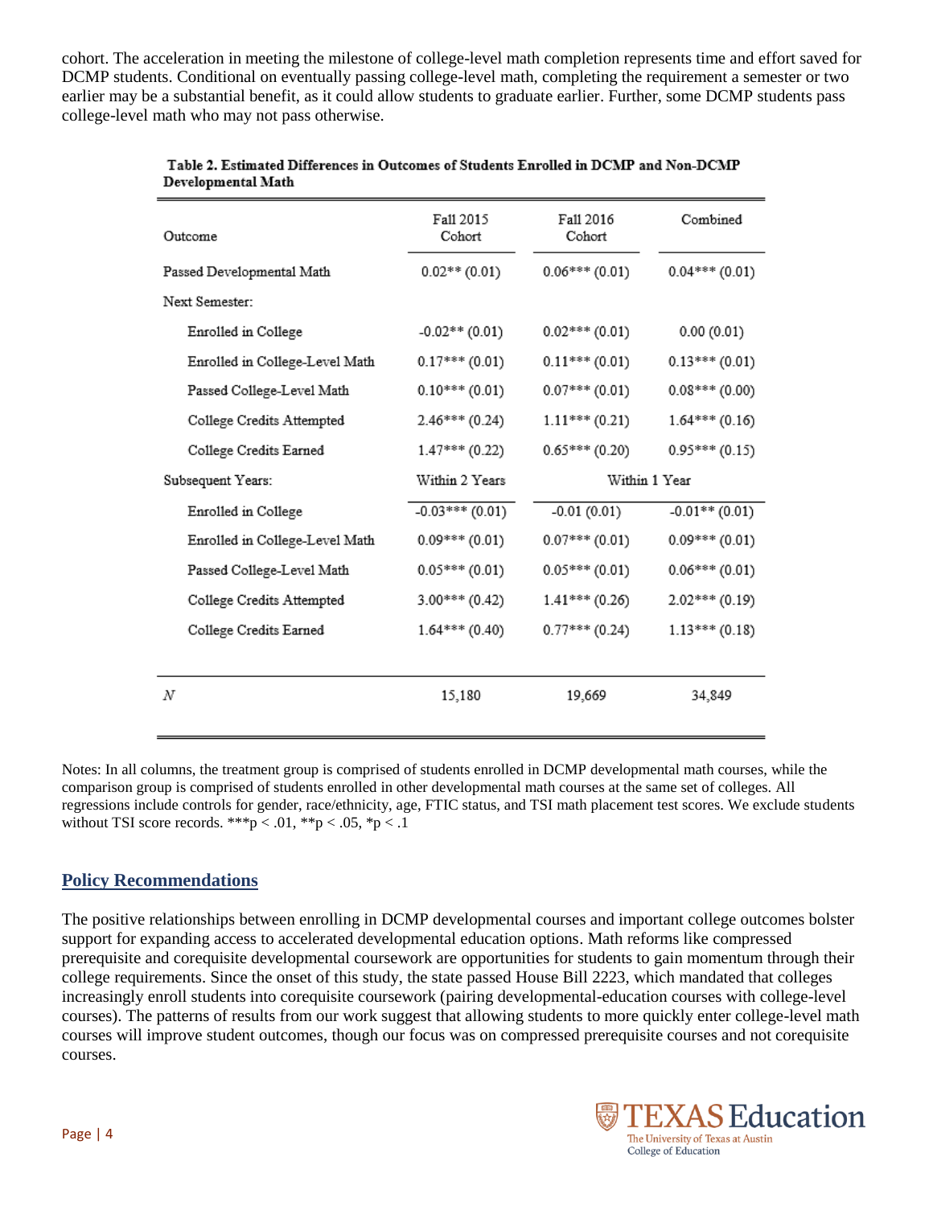cohort. The acceleration in meeting the milestone of college-level math completion represents time and effort saved for DCMP students. Conditional on eventually passing college-level math, completing the requirement a semester or two earlier may be a substantial benefit, as it could allow students to graduate earlier. Further, some DCMP students pass college-level math who may not pass otherwise.

**Table 2. Estimated Differences in Outcomes of Students Enrolled in DCMP and Non-DCMP Developmental Math**

| Outcome | Fall 2015 Cohort | Fall 2016 Cohort | Combined |
|---|---|---|---|
| Passed Developmental Math | 0.02** (0.01) | 0.06*** (0.01) | 0.04*** (0.01) |
| Next Semester: | | | |
| Enrolled in College | -0.02** (0.01) | 0.02*** (0.01) | 0.00 (0.01) |
| Enrolled in College-Level Math | 0.17*** (0.01) | 0.11*** (0.01) | 0.13*** (0.01) |
| Passed College-Level Math | 0.10*** (0.01) | 0.07*** (0.01) | 0.08*** (0.00) |
| College Credits Attempted | 2.46*** (0.24) | 1.11*** (0.21) | 1.64*** (0.16) |
| College Credits Earned | 1.47*** (0.22) | 0.65*** (0.20) | 0.95*** (0.15) |
| Subsequent Years: | Within 2 Years | Within 1 Year | |
| Enrolled in College | -0.03*** (0.01) | -0.01 (0.01) | -0.01** (0.01) |
| Enrolled in College-Level Math | 0.09*** (0.01) | 0.07*** (0.01) | 0.09*** (0.01) |
| Passed College-Level Math | 0.05*** (0.01) | 0.05*** (0.01) | 0.06*** (0.01) |
| College Credits Attempted | 3.00*** (0.42) | 1.41*** (0.26) | 2.02*** (0.19) |
| College Credits Earned | 1.64*** (0.40) | 0.77*** (0.24) | 1.13*** (0.18) |
| *N* | 15,180 | 19,669 | 34,849 |

Notes: In all columns, the treatment group is comprised of students enrolled in DCMP developmental math courses, while the comparison group is comprised of students enrolled in other developmental math courses at the same set of colleges. All regressions include controls for gender, race/ethnicity, age, FTIC status, and TSI math placement test scores. We exclude students without TSI score records. ***p < .01, **p < .05, *p < .1

## Policy Recommendations

The positive relationships between enrolling in DCMP developmental courses and important college outcomes bolster support for expanding access to accelerated developmental education options. Math reforms like compressed prerequisite and corequisite developmental coursework are opportunities for students to gain momentum through their college requirements. Since the onset of this study, the state passed House Bill 2223, which mandated that colleges increasingly enroll students into corequisite coursework (pairing developmental-education courses with college-level courses). The patterns of results from our work suggest that allowing students to more quickly enter college-level math courses will improve student outcomes, though our focus was on compressed prerequisite courses and not corequisite courses.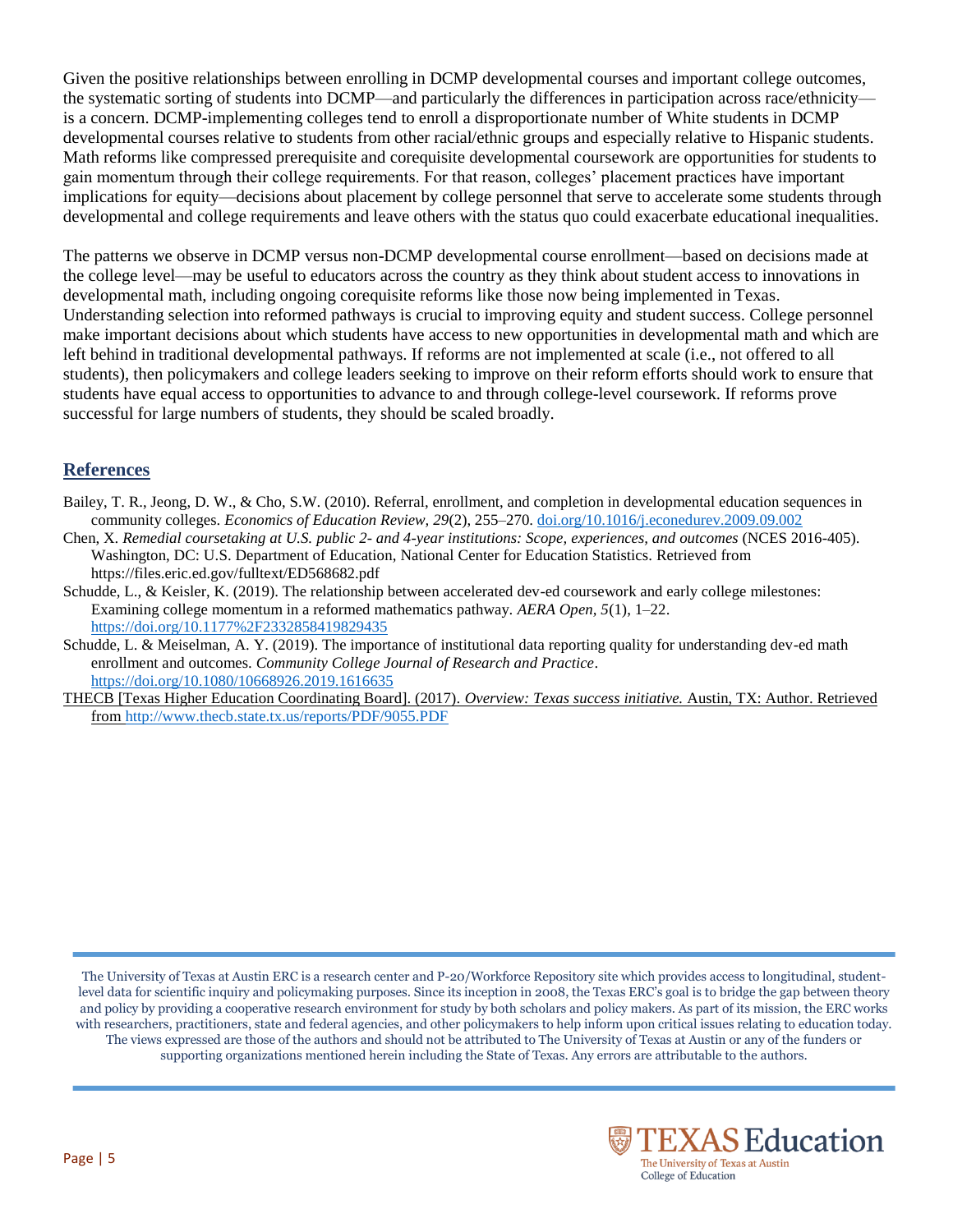Given the positive relationships between enrolling in DCMP developmental courses and important college outcomes, the systematic sorting of students into DCMP—and particularly the differences in participation across race/ethnicity—is a concern. DCMP-implementing colleges tend to enroll a disproportionate number of White students in DCMP developmental courses relative to students from other racial/ethnic groups and especially relative to Hispanic students. Math reforms like compressed prerequisite and corequisite developmental coursework are opportunities for students to gain momentum through their college requirements. For that reason, colleges' placement practices have important implications for equity—decisions about placement by college personnel that serve to accelerate some students through developmental and college requirements and leave others with the status quo could exacerbate educational inequalities.

The patterns we observe in DCMP versus non-DCMP developmental course enrollment—based on decisions made at the college level—may be useful to educators across the country as they think about student access to innovations in developmental math, including ongoing corequisite reforms like those now being implemented in Texas. Understanding selection into reformed pathways is crucial to improving equity and student success. College personnel make important decisions about which students have access to new opportunities in developmental math and which are left behind in traditional developmental pathways. If reforms are not implemented at scale (i.e., not offered to all students), then policymakers and college leaders seeking to improve on their reform efforts should work to ensure that students have equal access to opportunities to advance to and through college-level coursework. If reforms prove successful for large numbers of students, they should be scaled broadly.

## References

Bailey, T. R., Jeong, D. W., & Cho, S.W. (2010). Referral, enrollment, and completion in developmental education sequences in community colleges. *Economics of Education Review, 29*(2), 255–270. doi.org/10.1016/j.econedurev.2009.09.002

Chen, X. *Remedial coursetaking at U.S. public 2- and 4-year institutions: Scope, experiences, and outcomes* (NCES 2016-405). Washington, DC: U.S. Department of Education, National Center for Education Statistics. Retrieved from https://files.eric.ed.gov/fulltext/ED568682.pdf

Schudde, L., & Keisler, K. (2019). The relationship between accelerated dev-ed coursework and early college milestones: Examining college momentum in a reformed mathematics pathway. *AERA Open, 5*(1), 1–22. https://doi.org/10.1177%2F2332858419829435

Schudde, L. & Meiselman, A. Y. (2019). The importance of institutional data reporting quality for understanding dev-ed math enrollment and outcomes. *Community College Journal of Research and Practice*. https://doi.org/10.1080/10668926.2019.1616635

THECB [Texas Higher Education Coordinating Board]. (2017). *Overview: Texas success initiative.* Austin, TX: Author. Retrieved from http://www.thecb.state.tx.us/reports/PDF/9055.PDF

The University of Texas at Austin ERC is a research center and P-20/Workforce Repository site which provides access to longitudinal, student-level data for scientific inquiry and policymaking purposes. Since its inception in 2008, the Texas ERC's goal is to bridge the gap between theory and policy by providing a cooperative research environment for study by both scholars and policy makers. As part of its mission, the ERC works with researchers, practitioners, state and federal agencies, and other policymakers to help inform upon critical issues relating to education today. The views expressed are those of the authors and should not be attributed to The University of Texas at Austin or any of the funders or supporting organizations mentioned herein including the State of Texas. Any errors are attributable to the authors.

TEXAS Education
The University of Texas at Austin
College of Education